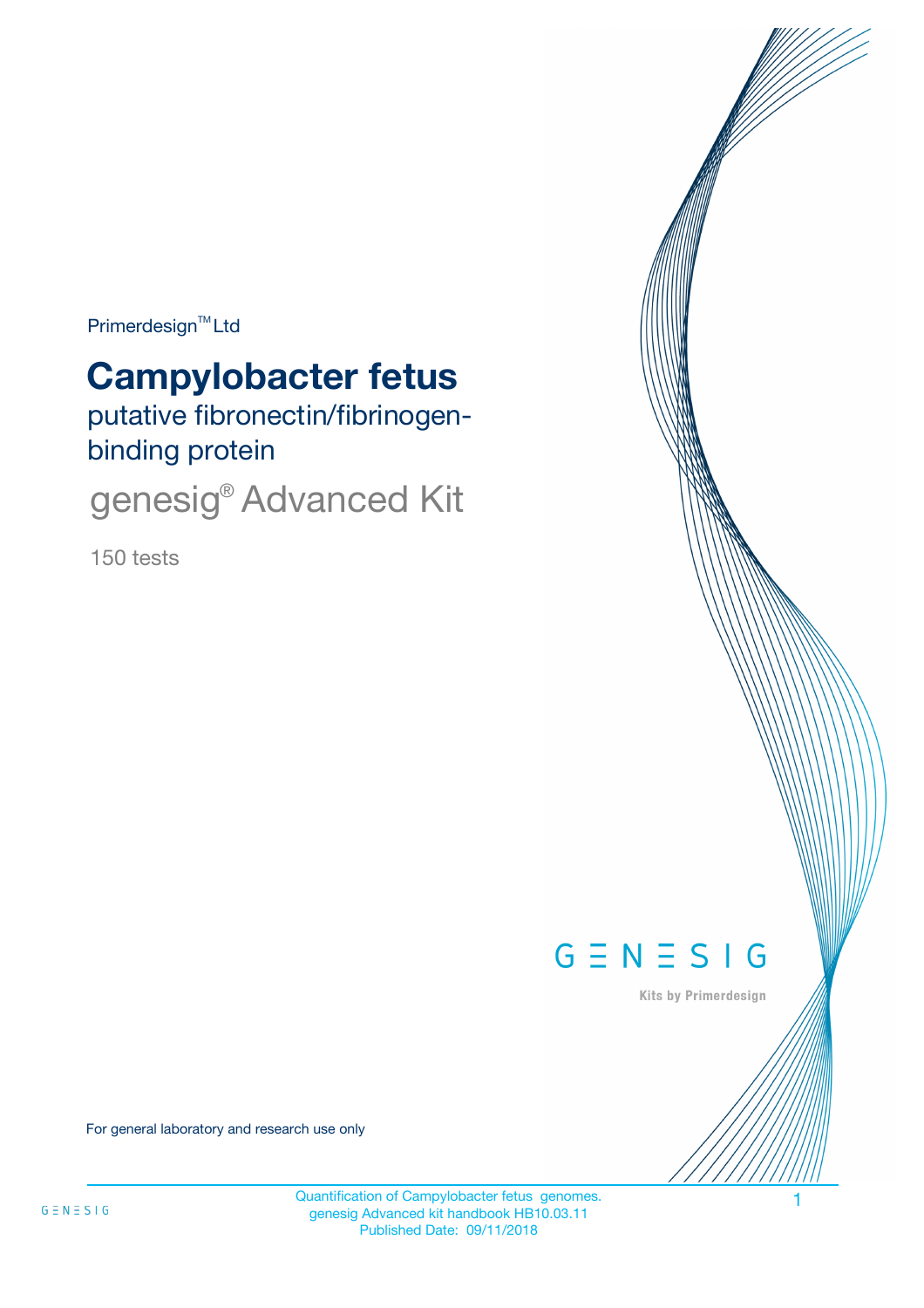Primerdesign™ Ltd

# Campylobacter fetus

## putative fibronectin/fibrinogen-binding protein

## genesig® Advanced Kit

150 tests

G Ξ N Ξ S I G

Kits by Primerdesign

For general laboratory and research use only

Quantification of Campylobacter fetus genomes.
genesig Advanced kit handbook HB10.03.11
Published Date: 09/11/2018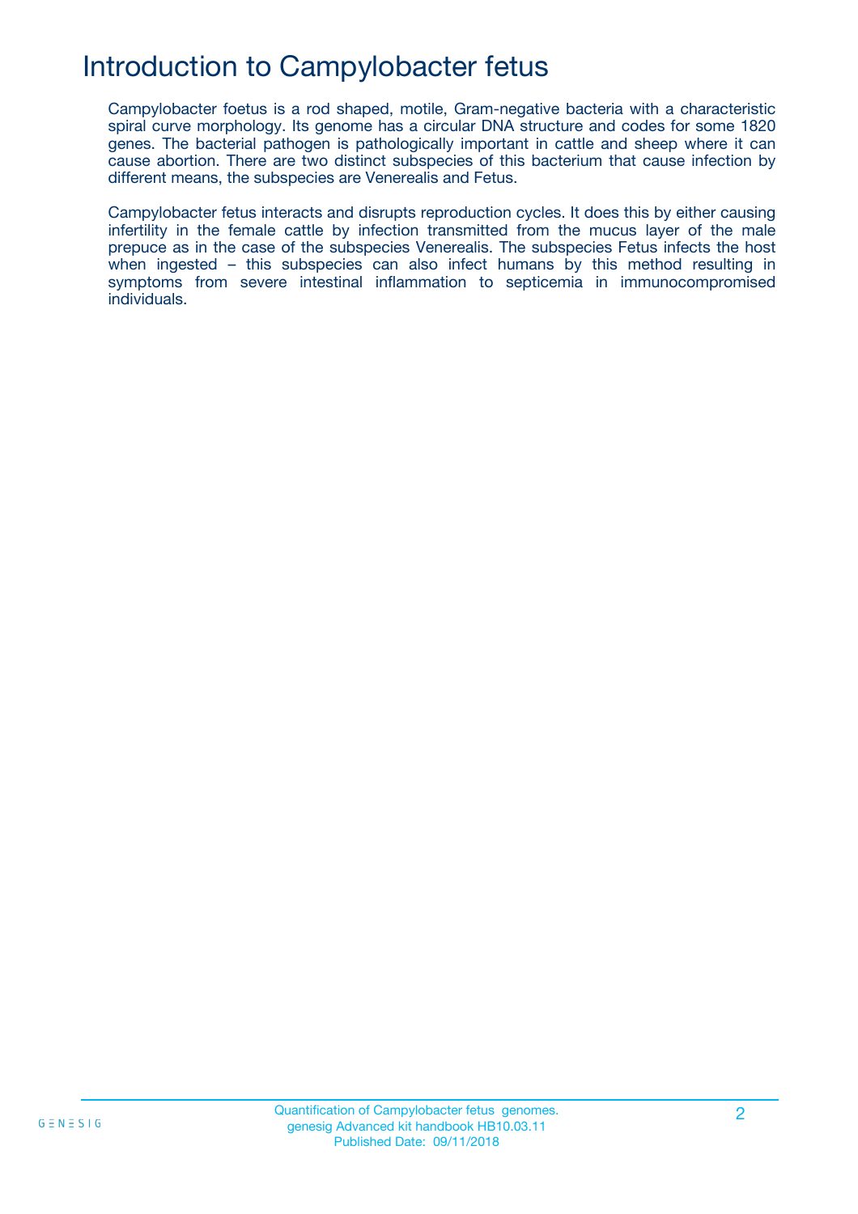# Introduction to Campylobacter fetus

Campylobacter foetus is a rod shaped, motile, Gram-negative bacteria with a characteristic spiral curve morphology. Its genome has a circular DNA structure and codes for some 1820 genes. The bacterial pathogen is pathologically important in cattle and sheep where it can cause abortion. There are two distinct subspecies of this bacterium that cause infection by different means, the subspecies are Venerealis and Fetus.

Campylobacter fetus interacts and disrupts reproduction cycles. It does this by either causing infertility in the female cattle by infection transmitted from the mucus layer of the male prepuce as in the case of the subspecies Venerealis. The subspecies Fetus infects the host when ingested – this subspecies can also infect humans by this method resulting in symptoms from severe intestinal inflammation to septicemia in immunocompromised individuals.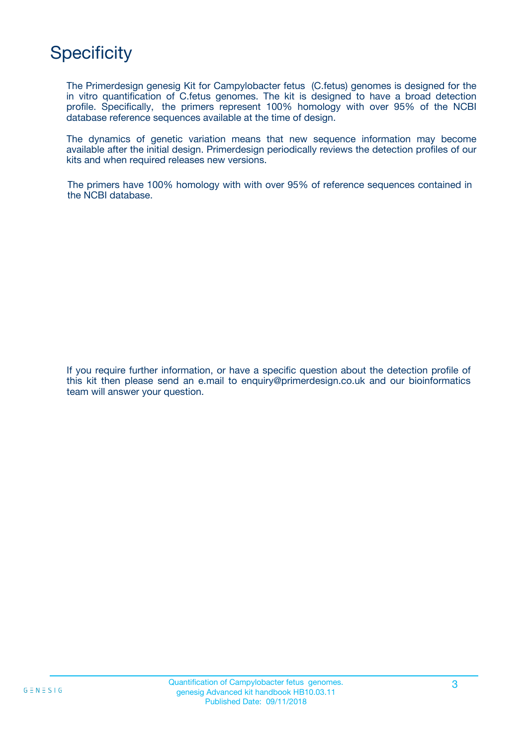# Specificity

The Primerdesign genesig Kit for Campylobacter fetus (C.fetus) genomes is designed for the in vitro quantification of C.fetus genomes. The kit is designed to have a broad detection profile. Specifically, the primers represent 100% homology with over 95% of the NCBI database reference sequences available at the time of design.

The dynamics of genetic variation means that new sequence information may become available after the initial design. Primerdesign periodically reviews the detection profiles of our kits and when required releases new versions.

The primers have 100% homology with with over 95% of reference sequences contained in the NCBI database.

If you require further information, or have a specific question about the detection profile of this kit then please send an e.mail to enquiry@primerdesign.co.uk and our bioinformatics team will answer your question.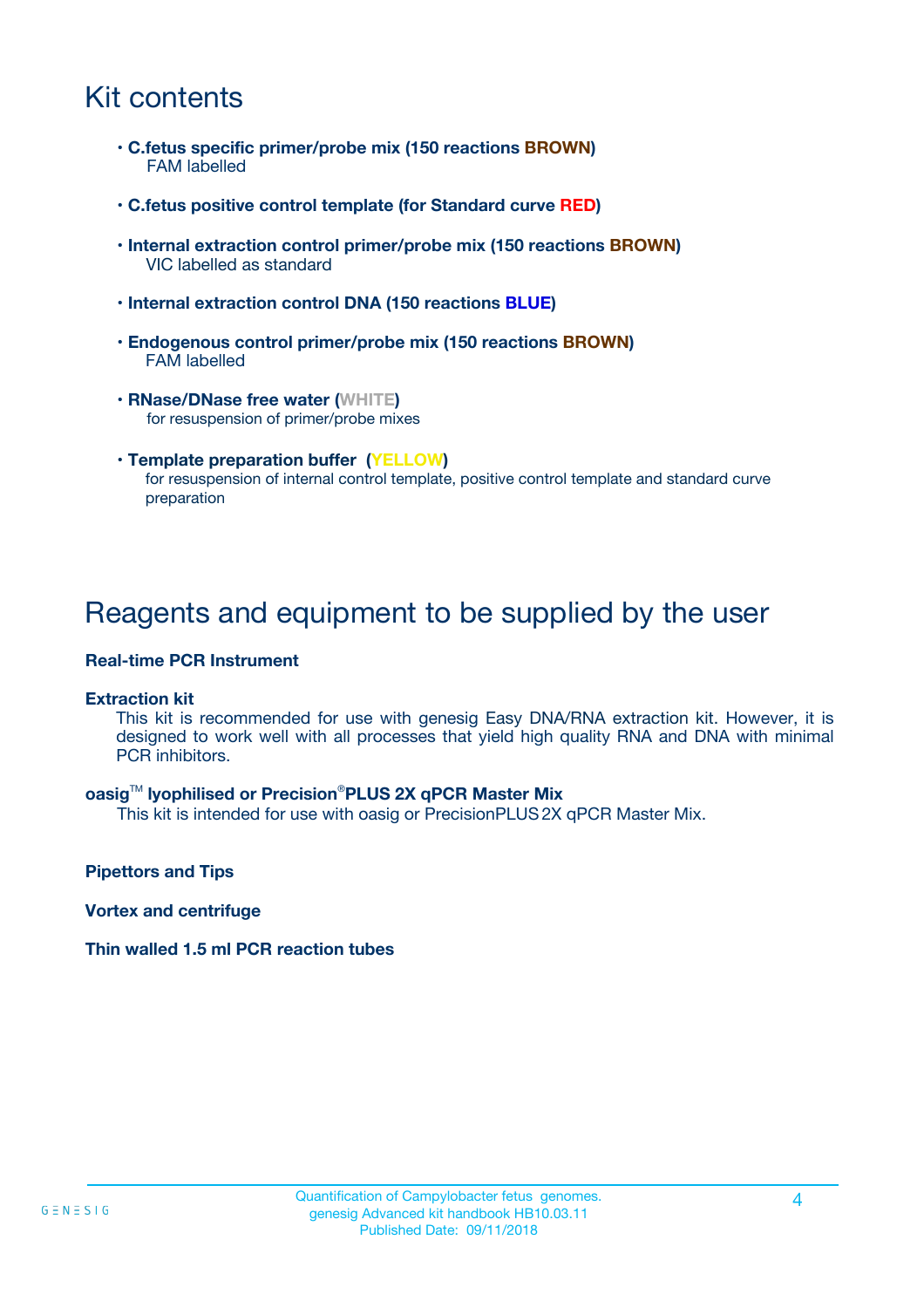# Kit contents

- **C.fetus specific primer/probe mix (150 reactions BROWN)**
  FAM labelled

- **C.fetus positive control template (for Standard curve RED)**

- **Internal extraction control primer/probe mix (150 reactions BROWN)**
  VIC labelled as standard

- **Internal extraction control DNA (150 reactions BLUE)**

- **Endogenous control primer/probe mix (150 reactions BROWN)**
  FAM labelled

- **RNase/DNase free water (WHITE)**
  for resuspension of primer/probe mixes

- **Template preparation buffer (YELLOW)**
  for resuspension of internal control template, positive control template and standard curve preparation

# Reagents and equipment to be supplied by the user

**Real-time PCR Instrument**

**Extraction kit**

This kit is recommended for use with genesig Easy DNA/RNA extraction kit. However, it is designed to work well with all processes that yield high quality RNA and DNA with minimal PCR inhibitors.

**oasig™ lyophilised or Precision®PLUS 2X qPCR Master Mix**

This kit is intended for use with oasig or PrecisionPLUS 2X qPCR Master Mix.

**Pipettors and Tips**

**Vortex and centrifuge**

**Thin walled 1.5 ml PCR reaction tubes**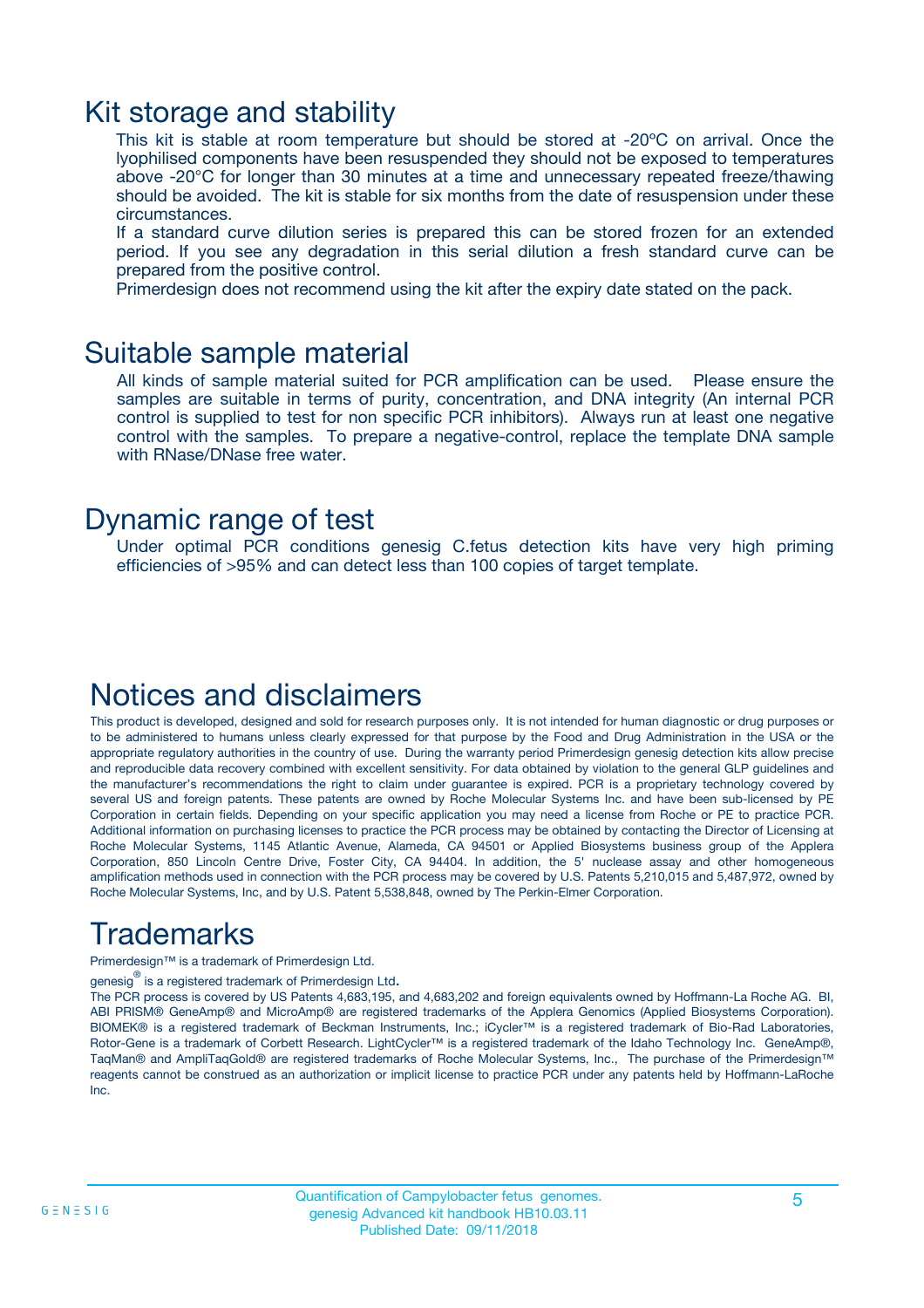## Kit storage and stability

This kit is stable at room temperature but should be stored at -20ºC on arrival. Once the lyophilised components have been resuspended they should not be exposed to temperatures above -20°C for longer than 30 minutes at a time and unnecessary repeated freeze/thawing should be avoided. The kit is stable for six months from the date of resuspension under these circumstances.

If a standard curve dilution series is prepared this can be stored frozen for an extended period. If you see any degradation in this serial dilution a fresh standard curve can be prepared from the positive control.

Primerdesign does not recommend using the kit after the expiry date stated on the pack.

## Suitable sample material

All kinds of sample material suited for PCR amplification can be used. Please ensure the samples are suitable in terms of purity, concentration, and DNA integrity (An internal PCR control is supplied to test for non specific PCR inhibitors). Always run at least one negative control with the samples. To prepare a negative-control, replace the template DNA sample with RNase/DNase free water.

## Dynamic range of test

Under optimal PCR conditions genesig C.fetus detection kits have very high priming efficiencies of >95% and can detect less than 100 copies of target template.

## Notices and disclaimers

This product is developed, designed and sold for research purposes only. It is not intended for human diagnostic or drug purposes or to be administered to humans unless clearly expressed for that purpose by the Food and Drug Administration in the USA or the appropriate regulatory authorities in the country of use. During the warranty period Primerdesign genesig detection kits allow precise and reproducible data recovery combined with excellent sensitivity. For data obtained by violation to the general GLP guidelines and the manufacturer's recommendations the right to claim under guarantee is expired. PCR is a proprietary technology covered by several US and foreign patents. These patents are owned by Roche Molecular Systems Inc. and have been sub-licensed by PE Corporation in certain fields. Depending on your specific application you may need a license from Roche or PE to practice PCR. Additional information on purchasing licenses to practice the PCR process may be obtained by contacting the Director of Licensing at Roche Molecular Systems, 1145 Atlantic Avenue, Alameda, CA 94501 or Applied Biosystems business group of the Applera Corporation, 850 Lincoln Centre Drive, Foster City, CA 94404. In addition, the 5' nuclease assay and other homogeneous amplification methods used in connection with the PCR process may be covered by U.S. Patents 5,210,015 and 5,487,972, owned by Roche Molecular Systems, Inc, and by U.S. Patent 5,538,848, owned by The Perkin-Elmer Corporation.

## Trademarks

Primerdesign™ is a trademark of Primerdesign Ltd.

genesig® is a registered trademark of Primerdesign Ltd.

The PCR process is covered by US Patents 4,683,195, and 4,683,202 and foreign equivalents owned by Hoffmann-La Roche AG. BI, ABI PRISM® GeneAmp® and MicroAmp® are registered trademarks of the Applera Genomics (Applied Biosystems Corporation). BIOMEK® is a registered trademark of Beckman Instruments, Inc.; iCycler™ is a registered trademark of Bio-Rad Laboratories, Rotor-Gene is a trademark of Corbett Research. LightCycler™ is a registered trademark of the Idaho Technology Inc. GeneAmp®, TaqMan® and AmpliTaqGold® are registered trademarks of Roche Molecular Systems, Inc., The purchase of the Primerdesign™ reagents cannot be construed as an authorization or implicit license to practice PCR under any patents held by Hoffmann-LaRoche Inc.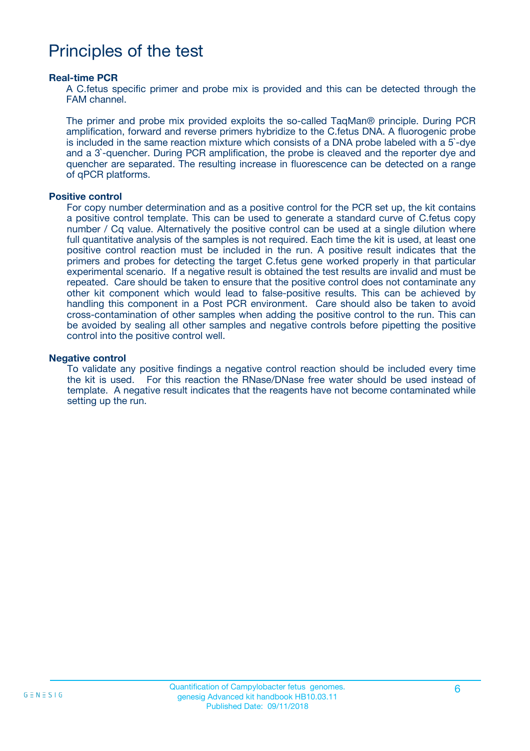# Principles of the test

### Real-time PCR

A C.fetus specific primer and probe mix is provided and this can be detected through the FAM channel.

The primer and probe mix provided exploits the so-called TaqMan® principle. During PCR amplification, forward and reverse primers hybridize to the C.fetus DNA. A fluorogenic probe is included in the same reaction mixture which consists of a DNA probe labeled with a 5`-dye and a 3`-quencher. During PCR amplification, the probe is cleaved and the reporter dye and quencher are separated. The resulting increase in fluorescence can be detected on a range of qPCR platforms.

### Positive control

For copy number determination and as a positive control for the PCR set up, the kit contains a positive control template. This can be used to generate a standard curve of C.fetus copy number / Cq value. Alternatively the positive control can be used at a single dilution where full quantitative analysis of the samples is not required. Each time the kit is used, at least one positive control reaction must be included in the run. A positive result indicates that the primers and probes for detecting the target C.fetus gene worked properly in that particular experimental scenario. If a negative result is obtained the test results are invalid and must be repeated. Care should be taken to ensure that the positive control does not contaminate any other kit component which would lead to false-positive results. This can be achieved by handling this component in a Post PCR environment. Care should also be taken to avoid cross-contamination of other samples when adding the positive control to the run. This can be avoided by sealing all other samples and negative controls before pipetting the positive control into the positive control well.

### Negative control

To validate any positive findings a negative control reaction should be included every time the kit is used. For this reaction the RNase/DNase free water should be used instead of template. A negative result indicates that the reagents have not become contaminated while setting up the run.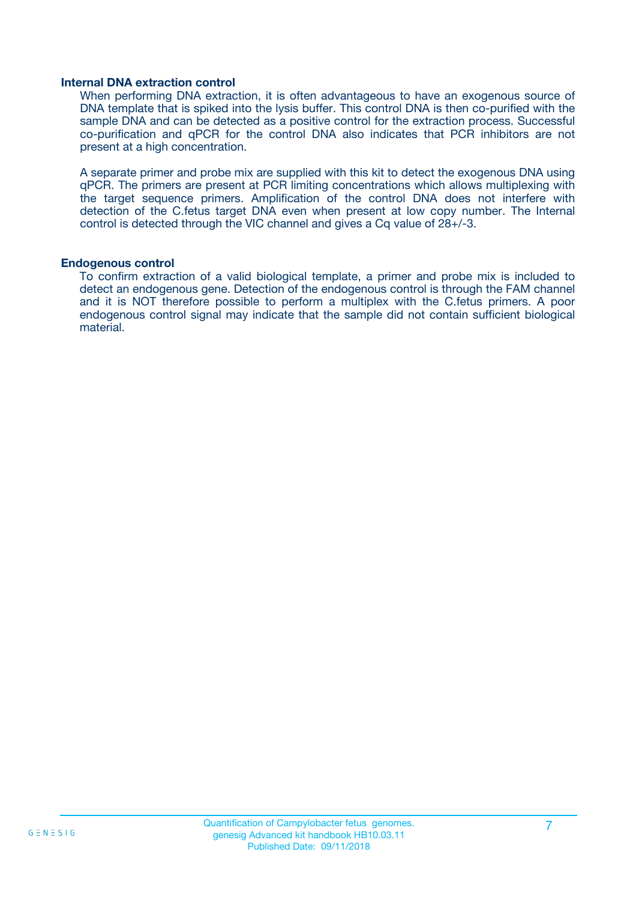### Internal DNA extraction control

When performing DNA extraction, it is often advantageous to have an exogenous source of DNA template that is spiked into the lysis buffer. This control DNA is then co-purified with the sample DNA and can be detected as a positive control for the extraction process. Successful co-purification and qPCR for the control DNA also indicates that PCR inhibitors are not present at a high concentration.

A separate primer and probe mix are supplied with this kit to detect the exogenous DNA using qPCR. The primers are present at PCR limiting concentrations which allows multiplexing with the target sequence primers. Amplification of the control DNA does not interfere with detection of the C.fetus target DNA even when present at low copy number. The Internal control is detected through the VIC channel and gives a Cq value of 28+/-3.

### Endogenous control

To confirm extraction of a valid biological template, a primer and probe mix is included to detect an endogenous gene. Detection of the endogenous control is through the FAM channel and it is NOT therefore possible to perform a multiplex with the C.fetus primers. A poor endogenous control signal may indicate that the sample did not contain sufficient biological material.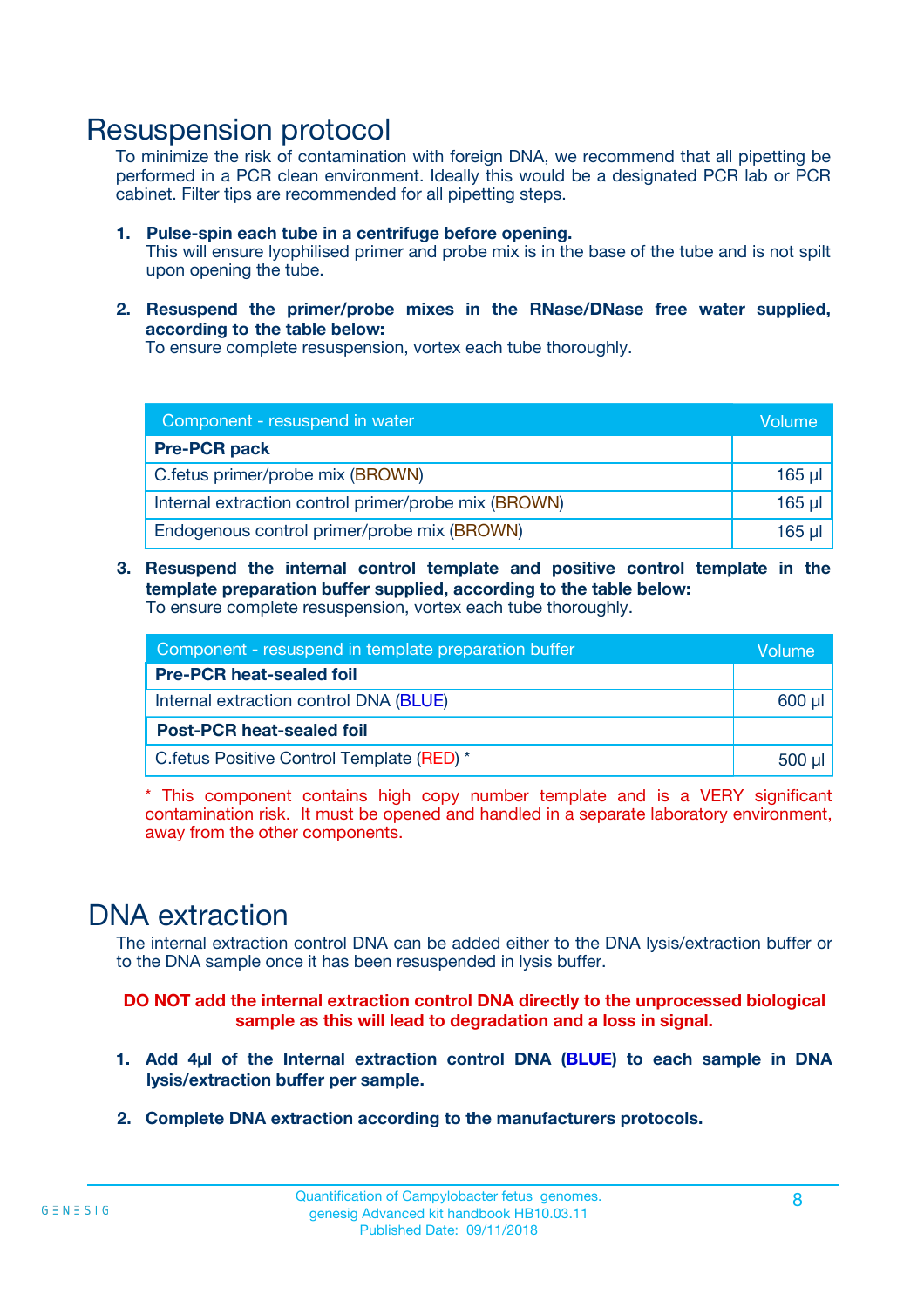# Resuspension protocol

To minimize the risk of contamination with foreign DNA, we recommend that all pipetting be performed in a PCR clean environment. Ideally this would be a designated PCR lab or PCR cabinet. Filter tips are recommended for all pipetting steps.

1. **Pulse-spin each tube in a centrifuge before opening.**
   This will ensure lyophilised primer and probe mix is in the base of the tube and is not spilt upon opening the tube.

2. **Resuspend the primer/probe mixes in the RNase/DNase free water supplied, according to the table below:**
   To ensure complete resuspension, vortex each tube thoroughly.

| Component - resuspend in water | Volume |
|---|---|
| **Pre-PCR pack** | |
| C.fetus primer/probe mix (BROWN) | 165 µl |
| Internal extraction control primer/probe mix (BROWN) | 165 µl |
| Endogenous control primer/probe mix (BROWN) | 165 µl |

3. **Resuspend the internal control template and positive control template in the template preparation buffer supplied, according to the table below:**
   To ensure complete resuspension, vortex each tube thoroughly.

| Component - resuspend in template preparation buffer | Volume |
|---|---|
| **Pre-PCR heat-sealed foil** | |
| Internal extraction control DNA (BLUE) | 600 µl |
| **Post-PCR heat-sealed foil** | |
| C.fetus Positive Control Template (RED) * | 500 µl |

* This component contains high copy number template and is a VERY significant contamination risk. It must be opened and handled in a separate laboratory environment, away from the other components.

# DNA extraction

The internal extraction control DNA can be added either to the DNA lysis/extraction buffer or to the DNA sample once it has been resuspended in lysis buffer.

**DO NOT add the internal extraction control DNA directly to the unprocessed biological sample as this will lead to degradation and a loss in signal.**

1. **Add 4µl of the Internal extraction control DNA (BLUE) to each sample in DNA lysis/extraction buffer per sample.**

2. **Complete DNA extraction according to the manufacturers protocols.**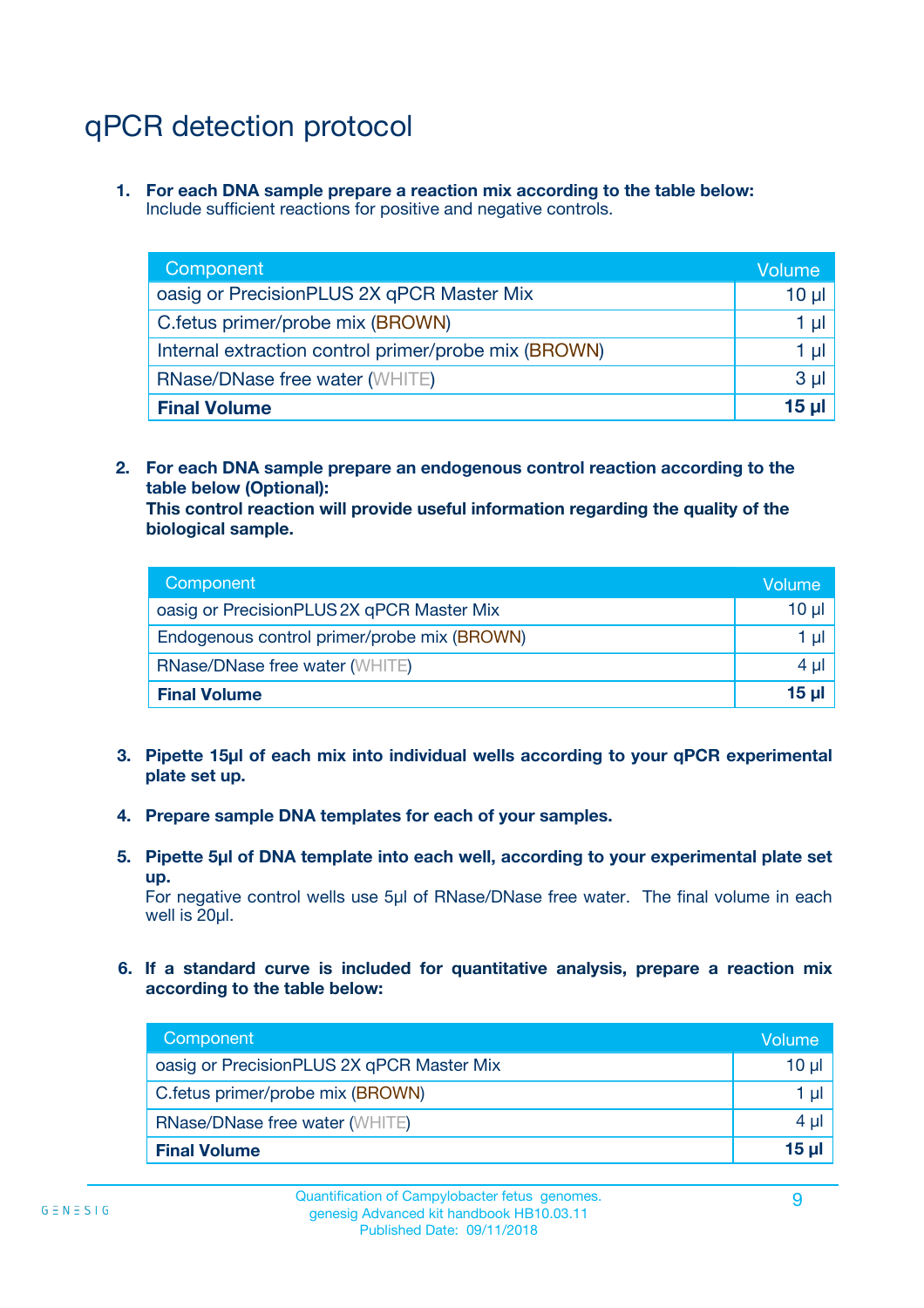# qPCR detection protocol

1. **For each DNA sample prepare a reaction mix according to the table below:**
   Include sufficient reactions for positive and negative controls.

| Component | Volume |
|---|---|
| oasig or PrecisionPLUS 2X qPCR Master Mix | 10 µl |
| C.fetus primer/probe mix (BROWN) | 1 µl |
| Internal extraction control primer/probe mix (BROWN) | 1 µl |
| RNase/DNase free water (WHITE) | 3 µl |
| **Final Volume** | **15 µl** |

2. **For each DNA sample prepare an endogenous control reaction according to the table below (Optional):**
   **This control reaction will provide useful information regarding the quality of the biological sample.**

| Component | Volume |
|---|---|
| oasig or PrecisionPLUS 2X qPCR Master Mix | 10 µl |
| Endogenous control primer/probe mix (BROWN) | 1 µl |
| RNase/DNase free water (WHITE) | 4 µl |
| **Final Volume** | **15 µl** |

3. **Pipette 15µl of each mix into individual wells according to your qPCR experimental plate set up.**

4. **Prepare sample DNA templates for each of your samples.**

5. **Pipette 5µl of DNA template into each well, according to your experimental plate set up.**
   For negative control wells use 5µl of RNase/DNase free water. The final volume in each well is 20µl.

6. **If a standard curve is included for quantitative analysis, prepare a reaction mix according to the table below:**

| Component | Volume |
|---|---|
| oasig or PrecisionPLUS 2X qPCR Master Mix | 10 µl |
| C.fetus primer/probe mix (BROWN) | 1 µl |
| RNase/DNase free water (WHITE) | 4 µl |
| **Final Volume** | **15 µl** |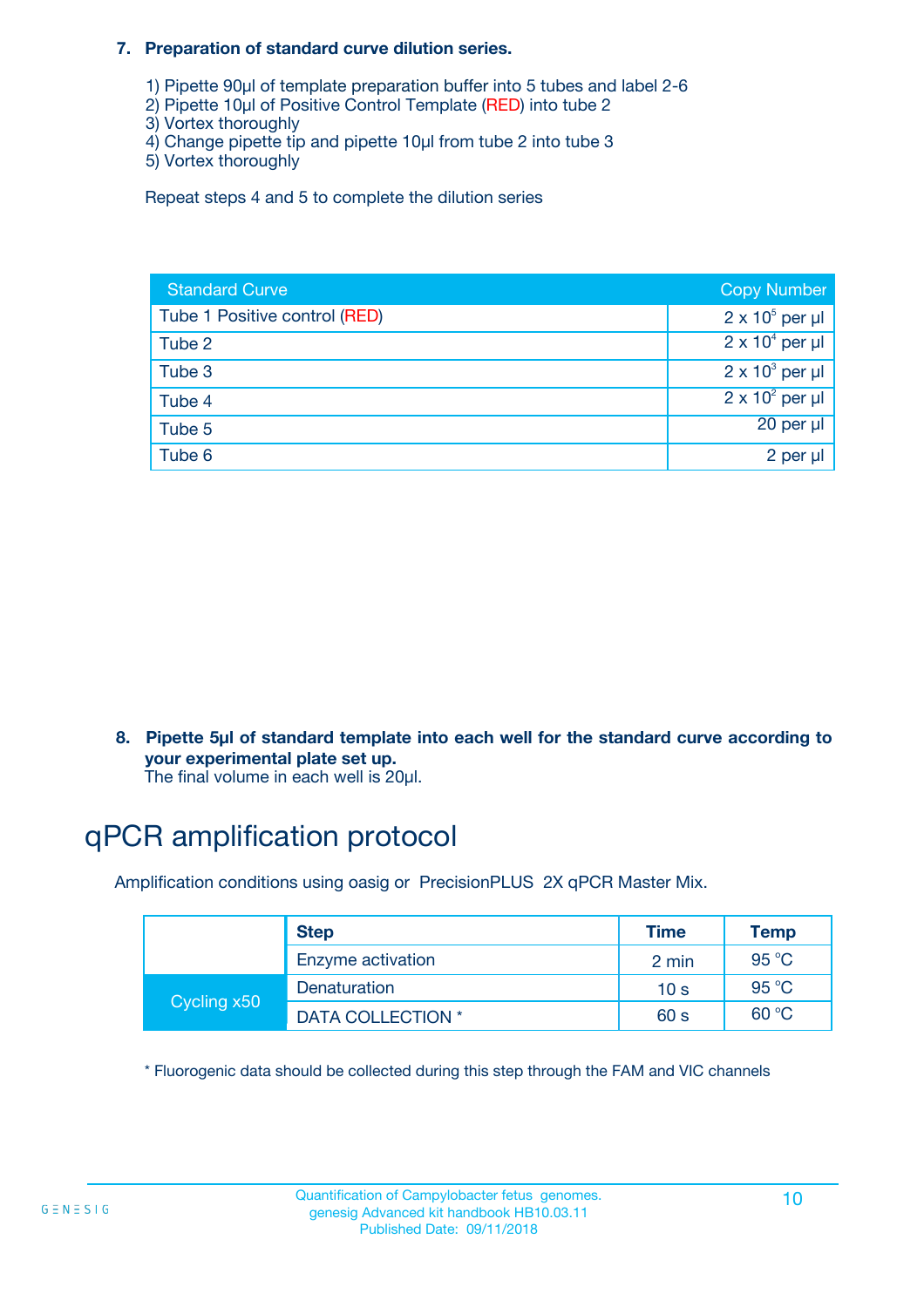7. **Preparation of standard curve dilution series.**

   1) Pipette 90µl of template preparation buffer into 5 tubes and label 2-6
   2) Pipette 10µl of Positive Control Template (RED) into tube 2
   3) Vortex thoroughly
   4) Change pipette tip and pipette 10µl from tube 2 into tube 3
   5) Vortex thoroughly

   Repeat steps 4 and 5 to complete the dilution series

| Standard Curve | Copy Number |
|---|---|
| Tube 1 Positive control (RED) | $2 \times 10^5$ per µl |
| Tube 2 | $2 \times 10^4$ per µl |
| Tube 3 | $2 \times 10^3$ per µl |
| Tube 4 | $2 \times 10^2$ per µl |
| Tube 5 | 20 per µl |
| Tube 6 | 2 per µl |

8. **Pipette 5µl of standard template into each well for the standard curve according to your experimental plate set up.**
   The final volume in each well is 20µl.

# qPCR amplification protocol

Amplification conditions using oasig or PrecisionPLUS 2X qPCR Master Mix.

| | Step | Time | Temp |
|---|---|---|---|
| | Enzyme activation | 2 min | 95 °C |
| Cycling x50 | Denaturation | 10 s | 95 °C |
| | DATA COLLECTION * | 60 s | 60 °C |

* Fluorogenic data should be collected during this step through the FAM and VIC channels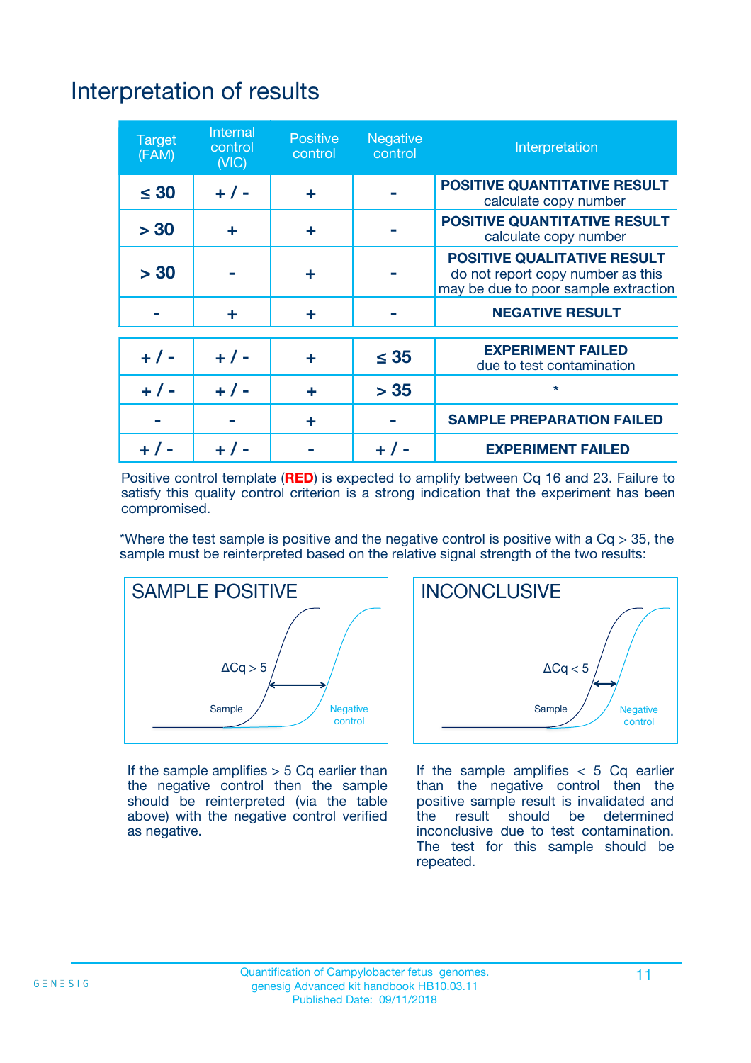# Interpretation of results

| Target (FAM) | Internal control (VIC) | Positive control | Negative control | Interpretation |
|---|---|---|---|---|
| ≤ 30 | + / - | + | - | **POSITIVE QUANTITATIVE RESULT** calculate copy number |
| > 30 | + | + | - | **POSITIVE QUANTITATIVE RESULT** calculate copy number |
| > 30 | - | + | - | **POSITIVE QUALITATIVE RESULT** do not report copy number as this may be due to poor sample extraction |
| - | + | + | - | **NEGATIVE RESULT** |
| + / - | + / - | + | ≤ 35 | **EXPERIMENT FAILED** due to test contamination |
| + / - | + / - | + | > 35 | * |
| - | - | + | - | **SAMPLE PREPARATION FAILED** |
| + / - | + / - | - | + / - | **EXPERIMENT FAILED** |

Positive control template (**RED**) is expected to amplify between Cq 16 and 23. Failure to satisfy this quality control criterion is a strong indication that the experiment has been compromised.

*Where the test sample is positive and the negative control is positive with a Cq > 35, the sample must be reinterpreted based on the relative signal strength of the two results:

## SAMPLE POSITIVE

ΔCq > 5

Sample

Negative control

If the sample amplifies > 5 Cq earlier than the negative control then the sample should be reinterpreted (via the table above) with the negative control verified as negative.

## INCONCLUSIVE

ΔCq < 5

Sample

Negative control

If the sample amplifies < 5 Cq earlier than the negative control then the positive sample result is invalidated and the result should be determined inconclusive due to test contamination. The test for this sample should be repeated.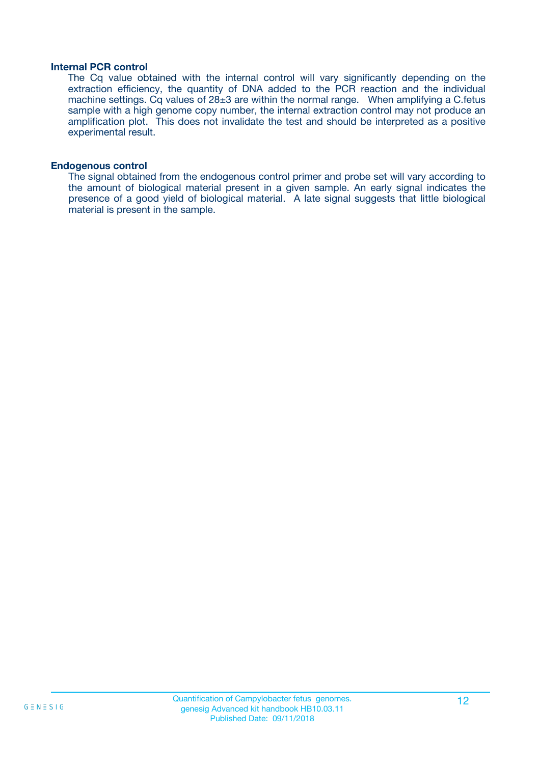### Internal PCR control

The Cq value obtained with the internal control will vary significantly depending on the extraction efficiency, the quantity of DNA added to the PCR reaction and the individual machine settings. Cq values of 28±3 are within the normal range. When amplifying a C.fetus sample with a high genome copy number, the internal extraction control may not produce an amplification plot. This does not invalidate the test and should be interpreted as a positive experimental result.

### Endogenous control

The signal obtained from the endogenous control primer and probe set will vary according to the amount of biological material present in a given sample. An early signal indicates the presence of a good yield of biological material. A late signal suggests that little biological material is present in the sample.